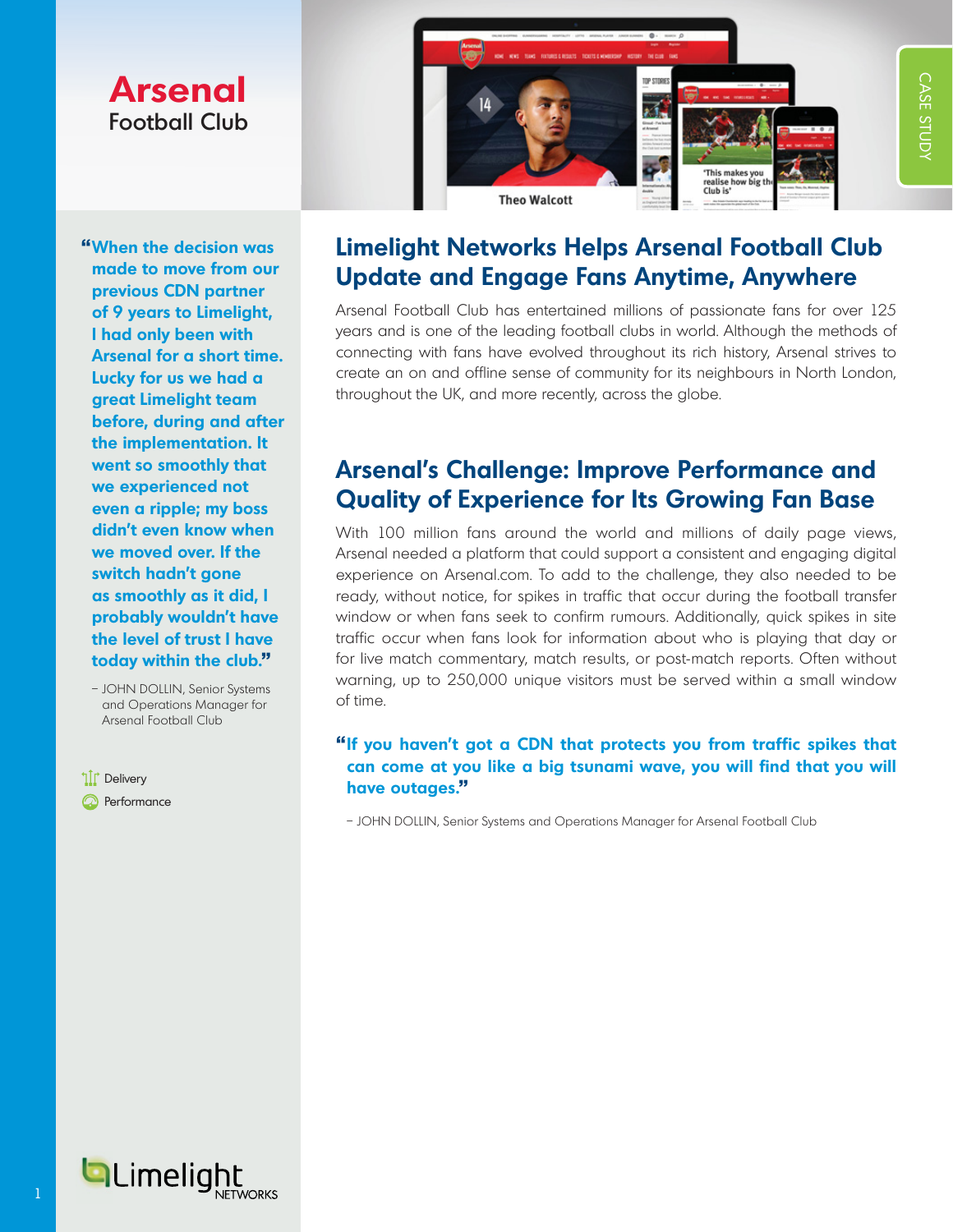# Arsenal
Football Club

CASE STUDY

## Limelight Networks Helps Arsenal Football Club Update and Engage Fans Anytime, Anywhere

Arsenal Football Club has entertained millions of passionate fans for over 125 years and is one of the leading football clubs in world. Although the methods of connecting with fans have evolved throughout its rich history, Arsenal strives to create an on and offline sense of community for its neighbours in North London, throughout the UK, and more recently, across the globe.

## Arsenal's Challenge: Improve Performance and Quality of Experience for Its Growing Fan Base

With 100 million fans around the world and millions of daily page views, Arsenal needed a platform that could support a consistent and engaging digital experience on Arsenal.com. To add to the challenge, they also needed to be ready, without notice, for spikes in traffic that occur during the football transfer window or when fans seek to confirm rumours. Additionally, quick spikes in site traffic occur when fans look for information about who is playing that day or for live match commentary, match results, or post-match reports. Often without warning, up to 250,000 unique visitors must be served within a small window of time.

> **"If you haven't got a CDN that protects you from traffic spikes that can come at you like a big tsunami wave, you will find that you will have outages."**
>
> – JOHN DOLLIN, Senior Systems and Operations Manager for Arsenal Football Club

> **"When the decision was made to move from our previous CDN partner of 9 years to Limelight, I had only been with Arsenal for a short time. Lucky for us we had a great Limelight team before, during and after the implementation. It went so smoothly that we experienced not even a ripple; my boss didn't even know when we moved over. If the switch hadn't gone as smoothly as it did, I probably wouldn't have the level of trust I have today within the club."**
>
> – JOHN DOLLIN, Senior Systems and Operations Manager for Arsenal Football Club

- Delivery
- Performance

Limelight NETWORKS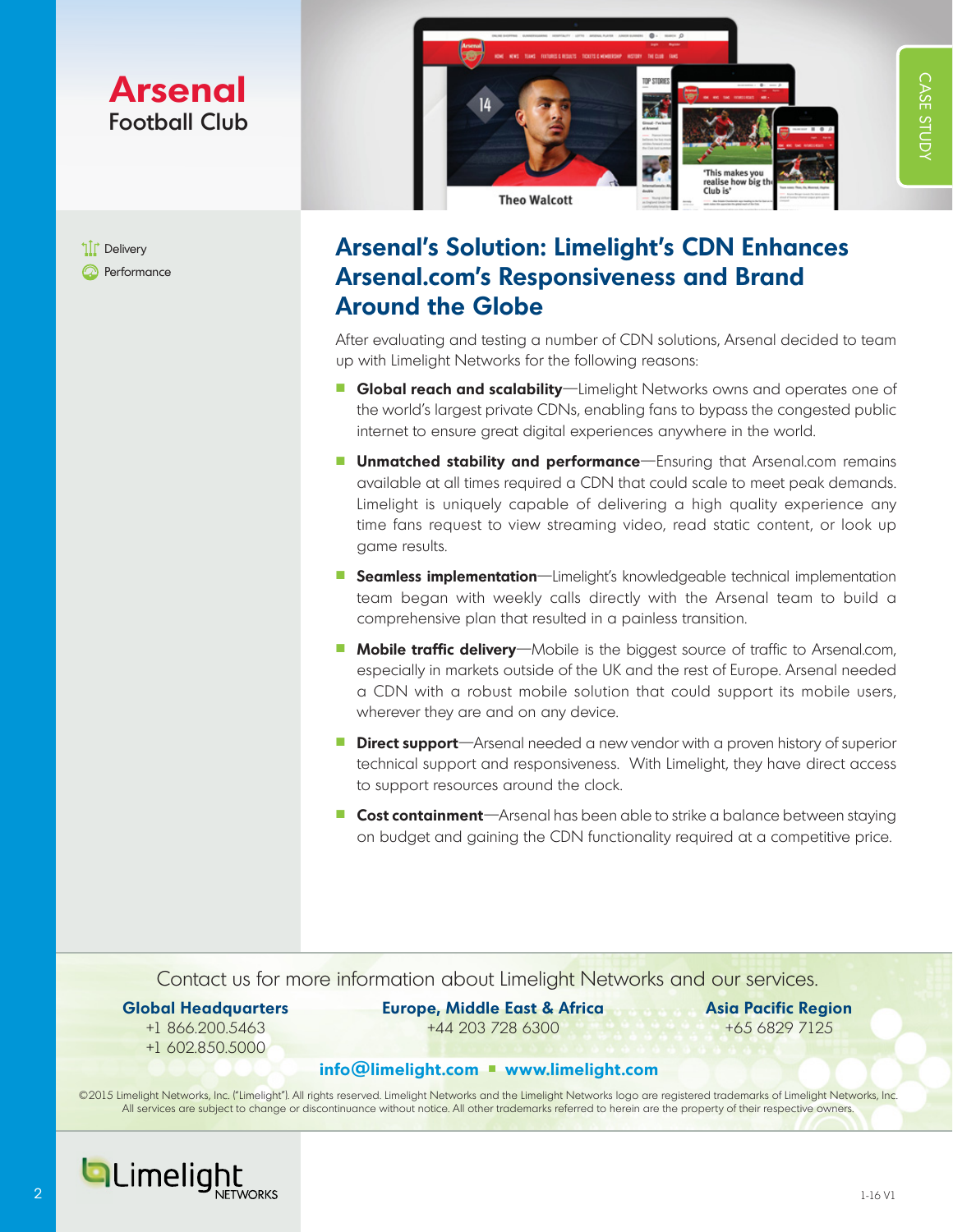# Arsenal Football Club

CASE STUDY

Delivery
Performance

## Arsenal's Solution: Limelight's CDN Enhances Arsenal.com's Responsiveness and Brand Around the Globe

After evaluating and testing a number of CDN solutions, Arsenal decided to team up with Limelight Networks for the following reasons:

- **Global reach and scalability**—Limelight Networks owns and operates one of the world's largest private CDNs, enabling fans to bypass the congested public internet to ensure great digital experiences anywhere in the world.
- **Unmatched stability and performance**—Ensuring that Arsenal.com remains available at all times required a CDN that could scale to meet peak demands. Limelight is uniquely capable of delivering a high quality experience any time fans request to view streaming video, read static content, or look up game results.
- **Seamless implementation**—Limelight's knowledgeable technical implementation team began with weekly calls directly with the Arsenal team to build a comprehensive plan that resulted in a painless transition.
- **Mobile traffic delivery**—Mobile is the biggest source of traffic to Arsenal.com, especially in markets outside of the UK and the rest of Europe. Arsenal needed a CDN with a robust mobile solution that could support its mobile users, wherever they are and on any device.
- **Direct support**—Arsenal needed a new vendor with a proven history of superior technical support and responsiveness. With Limelight, they have direct access to support resources around the clock.
- **Cost containment**—Arsenal has been able to strike a balance between staying on budget and gaining the CDN functionality required at a competitive price.

Contact us for more information about Limelight Networks and our services.

**Global Headquarters**
+1 866.200.5463
+1 602.850.5000

**Europe, Middle East & Africa**
+44 203 728 6300

**Asia Pacific Region**
+65 6829 7125

**info@limelight.com** ▪ **www.limelight.com**

©2015 Limelight Networks, Inc. ("Limelight"). All rights reserved. Limelight Networks and the Limelight Networks logo are registered trademarks of Limelight Networks, Inc. All services are subject to change or discontinuance without notice. All other trademarks referred to herein are the property of their respective owners.

Limelight NETWORKS

1-16 V1